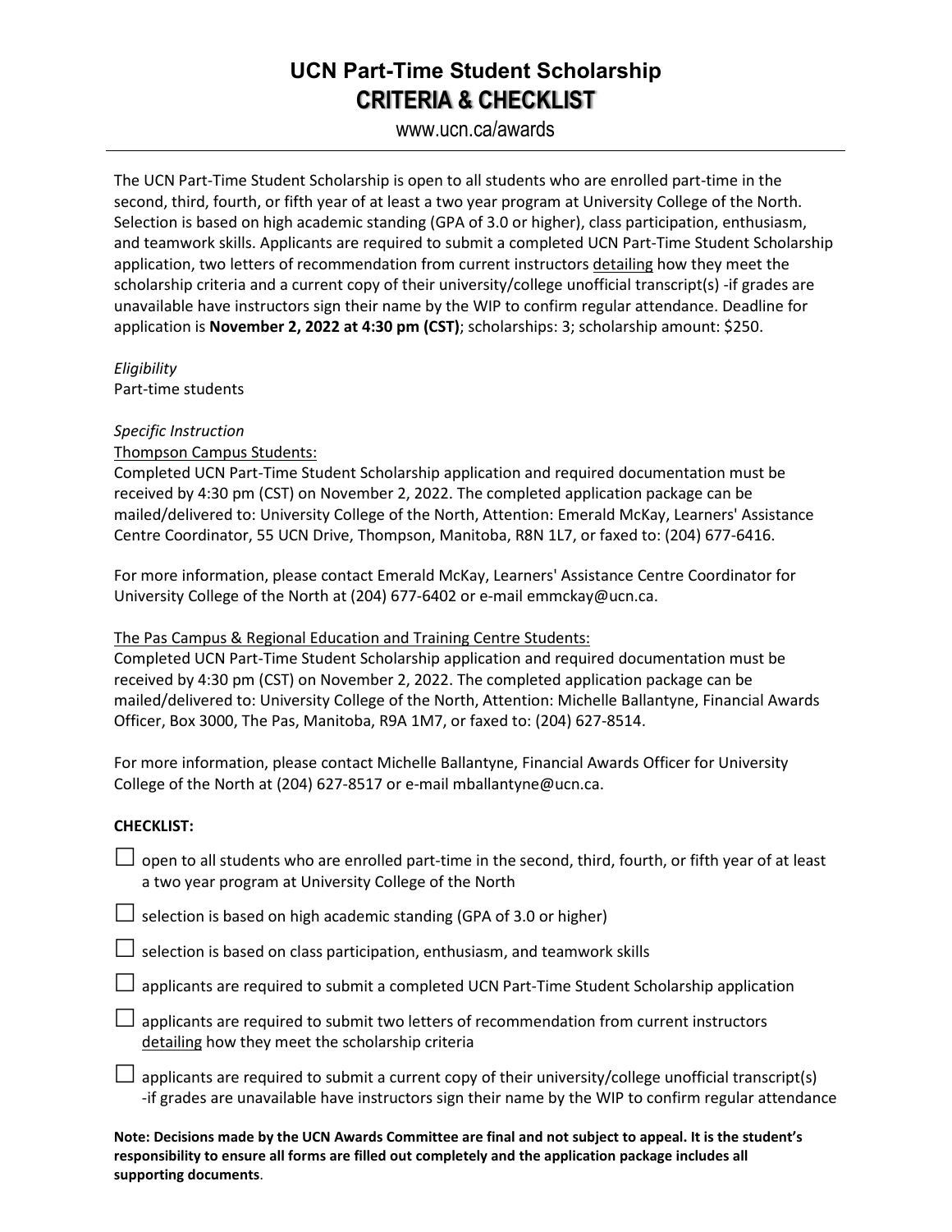# UCN Part-Time Student Scholarship
## CRITERIA & CHECKLIST

www.ucn.ca/awards

---

The UCN Part-Time Student Scholarship is open to all students who are enrolled part-time in the second, third, fourth, or fifth year of at least a two year program at University College of the North. Selection is based on high academic standing (GPA of 3.0 or higher), class participation, enthusiasm, and teamwork skills. Applicants are required to submit a completed UCN Part-Time Student Scholarship application, two letters of recommendation from current instructors detailing how they meet the scholarship criteria and a current copy of their university/college unofficial transcript(s) -if grades are unavailable have instructors sign their name by the WIP to confirm regular attendance. Deadline for application is **November 2, 2022 at 4:30 pm (CST)**; scholarships: 3; scholarship amount: $250.

*Eligibility*

Part-time students

*Specific Instruction*

Thompson Campus Students:

Completed UCN Part-Time Student Scholarship application and required documentation must be received by 4:30 pm (CST) on November 2, 2022. The completed application package can be mailed/delivered to: University College of the North, Attention: Emerald McKay, Learners' Assistance Centre Coordinator, 55 UCN Drive, Thompson, Manitoba, R8N 1L7, or faxed to: (204) 677-6416.

For more information, please contact Emerald McKay, Learners' Assistance Centre Coordinator for University College of the North at (204) 677-6402 or e-mail emmckay@ucn.ca.

The Pas Campus & Regional Education and Training Centre Students:

Completed UCN Part-Time Student Scholarship application and required documentation must be received by 4:30 pm (CST) on November 2, 2022. The completed application package can be mailed/delivered to: University College of the North, Attention: Michelle Ballantyne, Financial Awards Officer, Box 3000, The Pas, Manitoba, R9A 1M7, or faxed to: (204) 627-8514.

For more information, please contact Michelle Ballantyne, Financial Awards Officer for University College of the North at (204) 627-8517 or e-mail mballantyne@ucn.ca.

**CHECKLIST:**

- ☐ open to all students who are enrolled part-time in the second, third, fourth, or fifth year of at least a two year program at University College of the North
- ☐ selection is based on high academic standing (GPA of 3.0 or higher)
- ☐ selection is based on class participation, enthusiasm, and teamwork skills
- ☐ applicants are required to submit a completed UCN Part-Time Student Scholarship application
- ☐ applicants are required to submit two letters of recommendation from current instructors detailing how they meet the scholarship criteria
- ☐ applicants are required to submit a current copy of their university/college unofficial transcript(s) -if grades are unavailable have instructors sign their name by the WIP to confirm regular attendance

**Note: Decisions made by the UCN Awards Committee are final and not subject to appeal. It is the student's responsibility to ensure all forms are filled out completely and the application package includes all supporting documents**.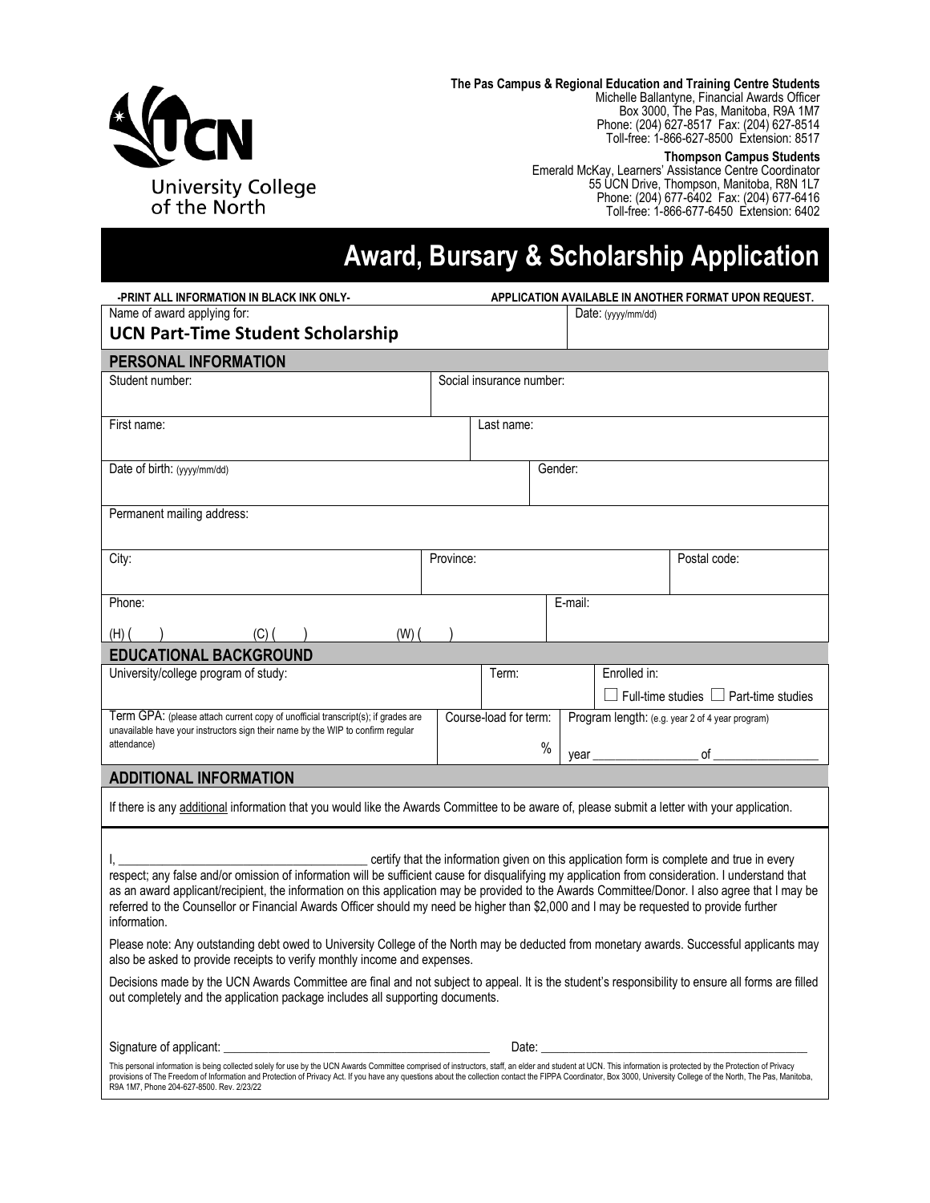University College of the North

**The Pas Campus & Regional Education and Training Centre Students**
Michelle Ballantyne, Financial Awards Officer
Box 3000, The Pas, Manitoba, R9A 1M7
Phone: (204) 627-8517 Fax: (204) 627-8514
Toll-free: 1-866-627-8500 Extension: 8517

**Thompson Campus Students**
Emerald McKay, Learners' Assistance Centre Coordinator
55 UCN Drive, Thompson, Manitoba, R8N 1L7
Phone: (204) 677-6402 Fax: (204) 677-6416
Toll-free: 1-866-677-6450 Extension: 6402

# Award, Bursary & Scholarship Application

**-PRINT ALL INFORMATION IN BLACK INK ONLY-** **APPLICATION AVAILABLE IN ANOTHER FORMAT UPON REQUEST.**

| Name of award applying for: | Date: (yyyy/mm/dd) |
|---|---|
| **UCN Part-Time Student Scholarship** | |

## PERSONAL INFORMATION

| | | | |
|---|---|---|---|
| Student number: | Social insurance number: | | |
| First name: | Last name: | | |
| Date of birth: (yyyy/mm/dd) | Gender: | | |
| Permanent mailing address: | | | |
| City: | Province: | | Postal code: |
| Phone: (H) ( ) (C) ( ) (W) ( ) | E-mail: | | |

## EDUCATIONAL BACKGROUND

| | | |
|---|---|---|
| University/college program of study: | Term: | Enrolled in: ☐ Full-time studies ☐ Part-time studies |
| Term GPA: (please attach current copy of unofficial transcript(s); if grades are unavailable have your instructors sign their name by the WIP to confirm regular attendance) | Course-load for term: % | Program length: (e.g. year 2 of 4 year program) year ________________ of ________________ |

## ADDITIONAL INFORMATION

If there is any additional information that you would like the Awards Committee to be aware of, please submit a letter with your application.

I, ________________________________________ certify that the information given on this application form is complete and true in every respect; any false and/or omission of information will be sufficient cause for disqualifying my application from consideration. I understand that as an award applicant/recipient, the information on this application may be provided to the Awards Committee/Donor. I also agree that I may be referred to the Counsellor or Financial Awards Officer should my need be higher than $2,000 and I may be requested to provide further information.

Please note: Any outstanding debt owed to University College of the North may be deducted from monetary awards. Successful applicants may also be asked to provide receipts to verify monthly income and expenses.

Decisions made by the UCN Awards Committee are final and not subject to appeal. It is the student's responsibility to ensure all forms are filled out completely and the application package includes all supporting documents.

Signature of applicant: ____________________________________________ Date: ____________________________________________

This personal information is being collected solely for use by the UCN Awards Committee comprised of instructors, staff, an elder and student at UCN. This information is protected by the Protection of Privacy provisions of The Freedom of Information and Protection of Privacy Act. If you have any questions about the collection contact the FIPPA Coordinator, Box 3000, University College of the North, The Pas, Manitoba, R9A 1M7, Phone 204-627-8500. Rev. 2/23/22